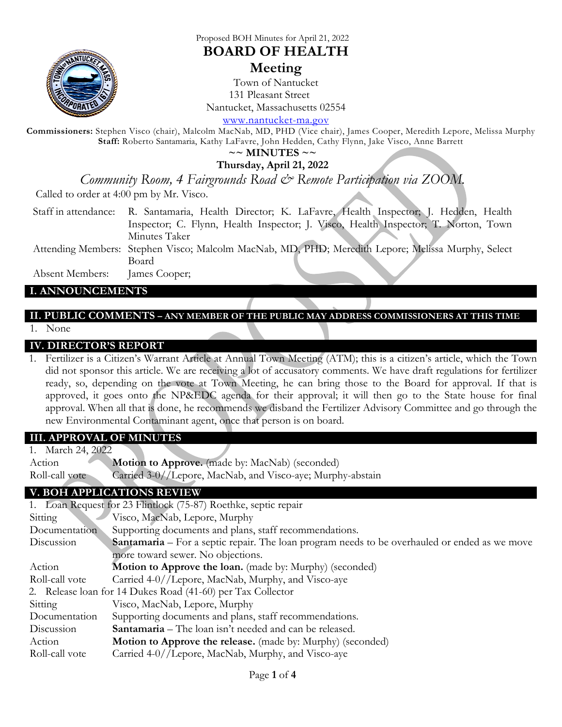Proposed BOH Minutes for April 21, 2022

# BOARD OF HEALTH

## Meeting

Town of Nantucket
131 Pleasant Street
Nantucket, Massachusetts 02554
www.nantucket-ma.gov

**Commissioners:** Stephen Visco (chair), Malcolm MacNab, MD, PHD (Vice chair), James Cooper, Meredith Lepore, Melissa Murphy
**Staff:** Roberto Santamaria, Kathy LaFavre, John Hedden, Cathy Flynn, Jake Visco, Anne Barrett

**~~ MINUTES ~~**

**Thursday, April 21, 2022**

*Community Room, 4 Fairgrounds Road & Remote Participation via ZOOM.*

Called to order at 4:00 pm by Mr. Visco.

| | |
|---|---|
| Staff in attendance: | R. Santamaria, Health Director; K. LaFavre, Health Inspector; J. Hedden, Health Inspector; C. Flynn, Health Inspector; J. Visco, Health Inspector; T. Norton, Town Minutes Taker |
| Attending Members: | Stephen Visco; Malcolm MacNab, MD, PHD; Meredith Lepore; Melissa Murphy, Select Board |
| Absent Members: | James Cooper; |

## I. ANNOUNCEMENTS

## II. PUBLIC COMMENTS – ANY MEMBER OF THE PUBLIC MAY ADDRESS COMMISSIONERS AT THIS TIME

1. None

## IV. DIRECTOR'S REPORT

1. Fertilizer is a Citizen's Warrant Article at Annual Town Meeting (ATM); this is a citizen's article, which the Town did not sponsor this article. We are receiving a lot of accusatory comments. We have draft regulations for fertilizer ready, so, depending on the vote at Town Meeting, he can bring those to the Board for approval. If that is approved, it goes onto the NP&EDC agenda for their approval; it will then go to the State house for final approval. When all that is done, he recommends we disband the Fertilizer Advisory Committee and go through the new Environmental Contaminant agent, once that person is on board.

## III. APPROVAL OF MINUTES

1. March 24, 2022

| | |
|---|---|
| Action | **Motion to Approve.** (made by: MacNab) (seconded) |
| Roll-call vote | Carried 3-0//Lepore, MacNab, and Visco-aye; Murphy-abstain |

## V. BOH APPLICATIONS REVIEW

1. Loan Request for 23 Flintlock (75-87) Roethke, septic repair

| | |
|---|---|
| Sitting | Visco, MacNab, Lepore, Murphy |
| Documentation | Supporting documents and plans, staff recommendations. |
| Discussion | **Santamaria** – For a septic repair. The loan program needs to be overhauled or ended as we move more toward sewer. No objections. |
| Action | **Motion to Approve the loan.** (made by: Murphy) (seconded) |
| Roll-call vote | Carried 4-0//Lepore, MacNab, Murphy, and Visco-aye |

2. Release loan for 14 Dukes Road (41-60) per Tax Collector

| | |
|---|---|
| Sitting | Visco, MacNab, Lepore, Murphy |
| Documentation | Supporting documents and plans, staff recommendations. |
| Discussion | **Santamaria** – The loan isn't needed and can be released. |
| Action | **Motion to Approve the release.** (made by: Murphy) (seconded) |
| Roll-call vote | Carried 4-0//Lepore, MacNab, Murphy, and Visco-aye |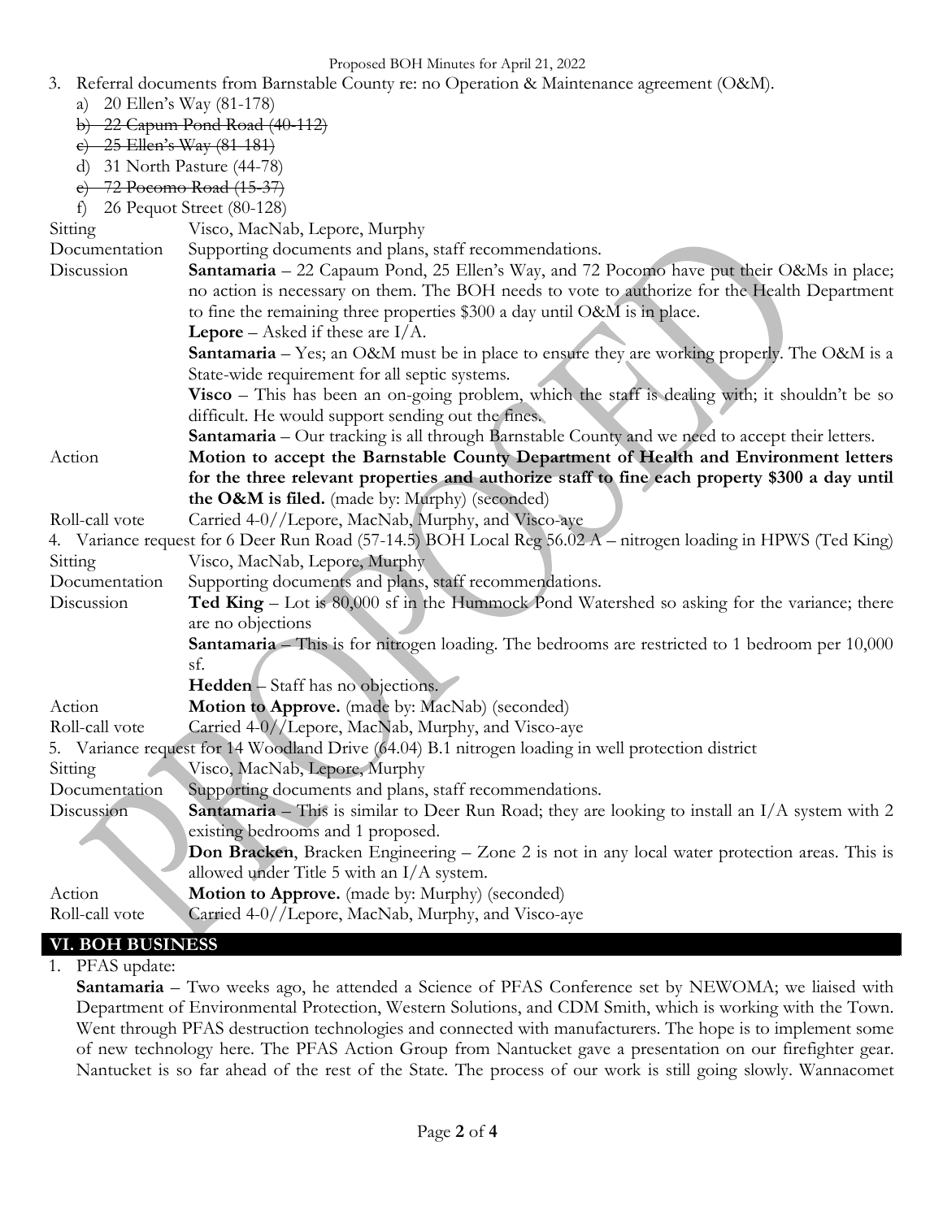3. Referral documents from Barnstable County re: no Operation & Maintenance agreement (O&M).
   a) 20 Ellen's Way (81-178)
   b) ~~22 Capum Pond Road (40-112)~~
   c) ~~25 Ellen's Way (81-181)~~
   d) 31 North Pasture (44-78)
   e) ~~72 Pocomo Road (15-37)~~
   f) 26 Pequot Street (80-128)

| | |
|---|---|
| Sitting | Visco, MacNab, Lepore, Murphy |
| Documentation | Supporting documents and plans, staff recommendations. |
| Discussion | **Santamaria** – 22 Capaum Pond, 25 Ellen's Way, and 72 Pocomo have put their O&Ms in place; no action is necessary on them. The BOH needs to vote to authorize for the Health Department to fine the remaining three properties $300 a day until O&M is in place.<br>**Lepore** – Asked if these are I/A.<br>**Santamaria** – Yes; an O&M must be in place to ensure they are working properly. The O&M is a State-wide requirement for all septic systems.<br>**Visco** – This has been an on-going problem, which the staff is dealing with; it shouldn't be so difficult. He would support sending out the fines.<br>**Santamaria** – Our tracking is all through Barnstable County and we need to accept their letters. |
| Action | **Motion to accept the Barnstable County Department of Health and Environment letters for the three relevant properties and authorize staff to fine each property $300 a day until the O&M is filed.** (made by: Murphy) (seconded) |
| Roll-call vote | Carried 4-0//Lepore, MacNab, Murphy, and Visco-aye |

4. Variance request for 6 Deer Run Road (57-14.5) BOH Local Reg 56.02 A – nitrogen loading in HPWS (Ted King)

| | |
|---|---|
| Sitting | Visco, MacNab, Lepore, Murphy |
| Documentation | Supporting documents and plans, staff recommendations. |
| Discussion | **Ted King** – Lot is 80,000 sf in the Hummock Pond Watershed so asking for the variance; there are no objections<br>**Santamaria** – This is for nitrogen loading. The bedrooms are restricted to 1 bedroom per 10,000 sf.<br>**Hedden** – Staff has no objections. |
| Action | **Motion to Approve.** (made by: MacNab) (seconded) |
| Roll-call vote | Carried 4-0//Lepore, MacNab, Murphy, and Visco-aye |

5. Variance request for 14 Woodland Drive (64.04) B.1 nitrogen loading in well protection district

| | |
|---|---|
| Sitting | Visco, MacNab, Lepore, Murphy |
| Documentation | Supporting documents and plans, staff recommendations. |
| Discussion | **Santamaria** – This is similar to Deer Run Road; they are looking to install an I/A system with 2 existing bedrooms and 1 proposed.<br>**Don Bracken**, Bracken Engineering – Zone 2 is not in any local water protection areas. This is allowed under Title 5 with an I/A system. |
| Action | **Motion to Approve.** (made by: Murphy) (seconded) |
| Roll-call vote | Carried 4-0//Lepore, MacNab, Murphy, and Visco-aye |

## VI. BOH BUSINESS

1. PFAS update:

   **Santamaria** – Two weeks ago, he attended a Science of PFAS Conference set by NEWOMA; we liaised with Department of Environmental Protection, Western Solutions, and CDM Smith, which is working with the Town. Went through PFAS destruction technologies and connected with manufacturers. The hope is to implement some of new technology here. The PFAS Action Group from Nantucket gave a presentation on our firefighter gear. Nantucket is so far ahead of the rest of the State. The process of our work is still going slowly. Wannacomet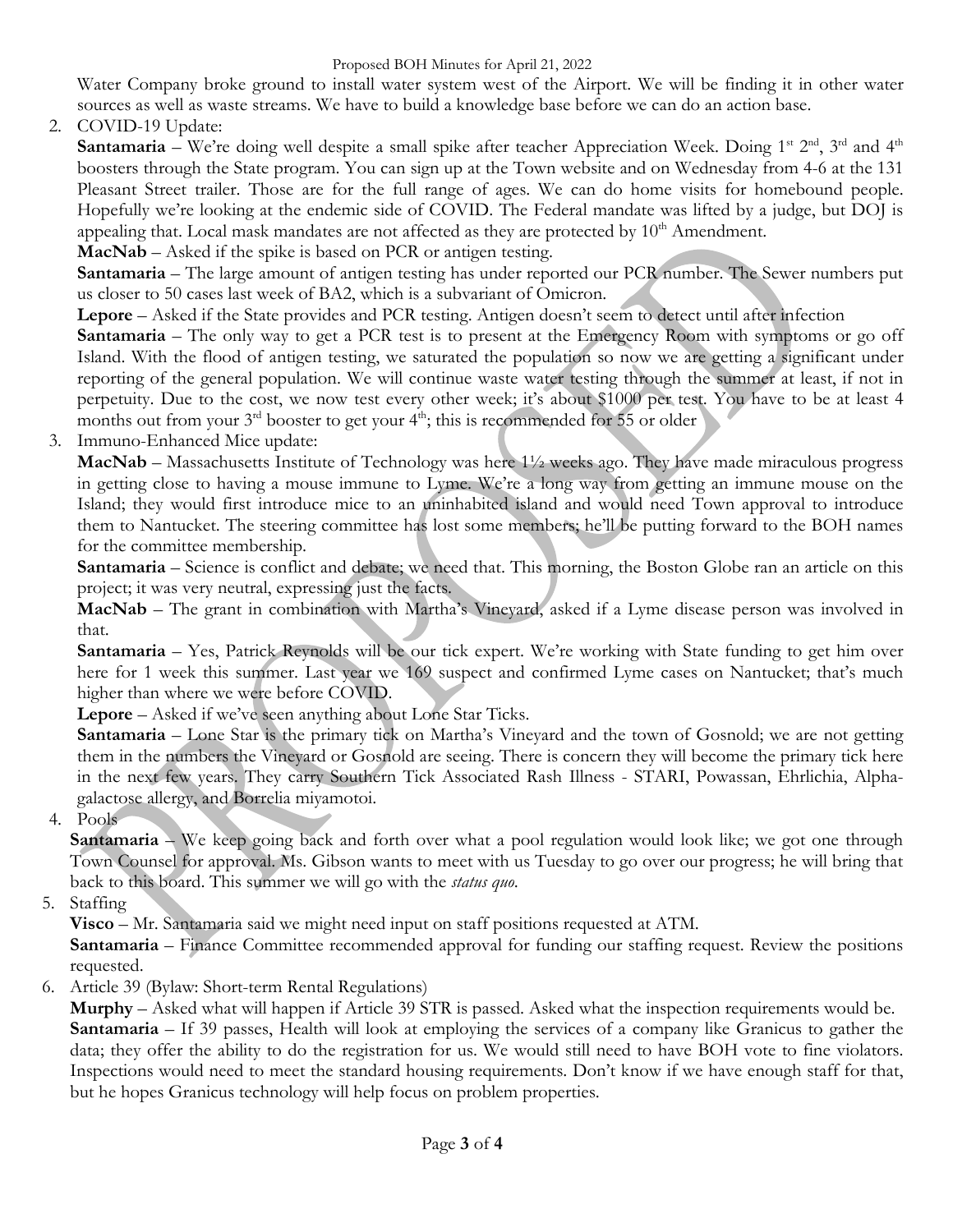Water Company broke ground to install water system west of the Airport. We will be finding it in other water sources as well as waste streams. We have to build a knowledge base before we can do an action base.

2. COVID-19 Update:

   **Santamaria** – We're doing well despite a small spike after teacher Appreciation Week. Doing 1st 2nd, 3rd and 4th boosters through the State program. You can sign up at the Town website and on Wednesday from 4-6 at the 131 Pleasant Street trailer. Those are for the full range of ages. We can do home visits for homebound people. Hopefully we're looking at the endemic side of COVID. The Federal mandate was lifted by a judge, but DOJ is appealing that. Local mask mandates are not affected as they are protected by 10th Amendment.

   **MacNab** – Asked if the spike is based on PCR or antigen testing.

   **Santamaria** – The large amount of antigen testing has under reported our PCR number. The Sewer numbers put us closer to 50 cases last week of BA2, which is a subvariant of Omicron.

   **Lepore** – Asked if the State provides and PCR testing. Antigen doesn't seem to detect until after infection

   **Santamaria** – The only way to get a PCR test is to present at the Emergency Room with symptoms or go off Island. With the flood of antigen testing, we saturated the population so now we are getting a significant under reporting of the general population. We will continue waste water testing through the summer at least, if not in perpetuity. Due to the cost, we now test every other week; it's about $1000 per test. You have to be at least 4 months out from your 3rd booster to get your 4th; this is recommended for 55 or older

3. Immuno-Enhanced Mice update:

   **MacNab** – Massachusetts Institute of Technology was here 1½ weeks ago. They have made miraculous progress in getting close to having a mouse immune to Lyme. We're a long way from getting an immune mouse on the Island; they would first introduce mice to an uninhabited island and would need Town approval to introduce them to Nantucket. The steering committee has lost some members; he'll be putting forward to the BOH names for the committee membership.

   **Santamaria** – Science is conflict and debate; we need that. This morning, the Boston Globe ran an article on this project; it was very neutral, expressing just the facts.

   **MacNab** – The grant in combination with Martha's Vineyard, asked if a Lyme disease person was involved in that.

   **Santamaria** – Yes, Patrick Reynolds will be our tick expert. We're working with State funding to get him over here for 1 week this summer. Last year we 169 suspect and confirmed Lyme cases on Nantucket; that's much higher than where we were before COVID.

   **Lepore** – Asked if we've seen anything about Lone Star Ticks.

   **Santamaria** – Lone Star is the primary tick on Martha's Vineyard and the town of Gosnold; we are not getting them in the numbers the Vineyard or Gosnold are seeing. There is concern they will become the primary tick here in the next few years. They carry Southern Tick Associated Rash Illness - STARI, Powassan, Ehrlichia, Alpha-galactose allergy, and Borrelia miyamotoi.

4. Pools

   **Santamaria** – We keep going back and forth over what a pool regulation would look like; we got one through Town Counsel for approval. Ms. Gibson wants to meet with us Tuesday to go over our progress; he will bring that back to this board. This summer we will go with the *status quo*.

5. Staffing

   **Visco** – Mr. Santamaria said we might need input on staff positions requested at ATM.

   **Santamaria** – Finance Committee recommended approval for funding our staffing request. Review the positions requested.

6. Article 39 (Bylaw: Short-term Rental Regulations)

   **Murphy** – Asked what will happen if Article 39 STR is passed. Asked what the inspection requirements would be.

   **Santamaria** – If 39 passes, Health will look at employing the services of a company like Granicus to gather the data; they offer the ability to do the registration for us. We would still need to have BOH vote to fine violators. Inspections would need to meet the standard housing requirements. Don't know if we have enough staff for that, but he hopes Granicus technology will help focus on problem properties.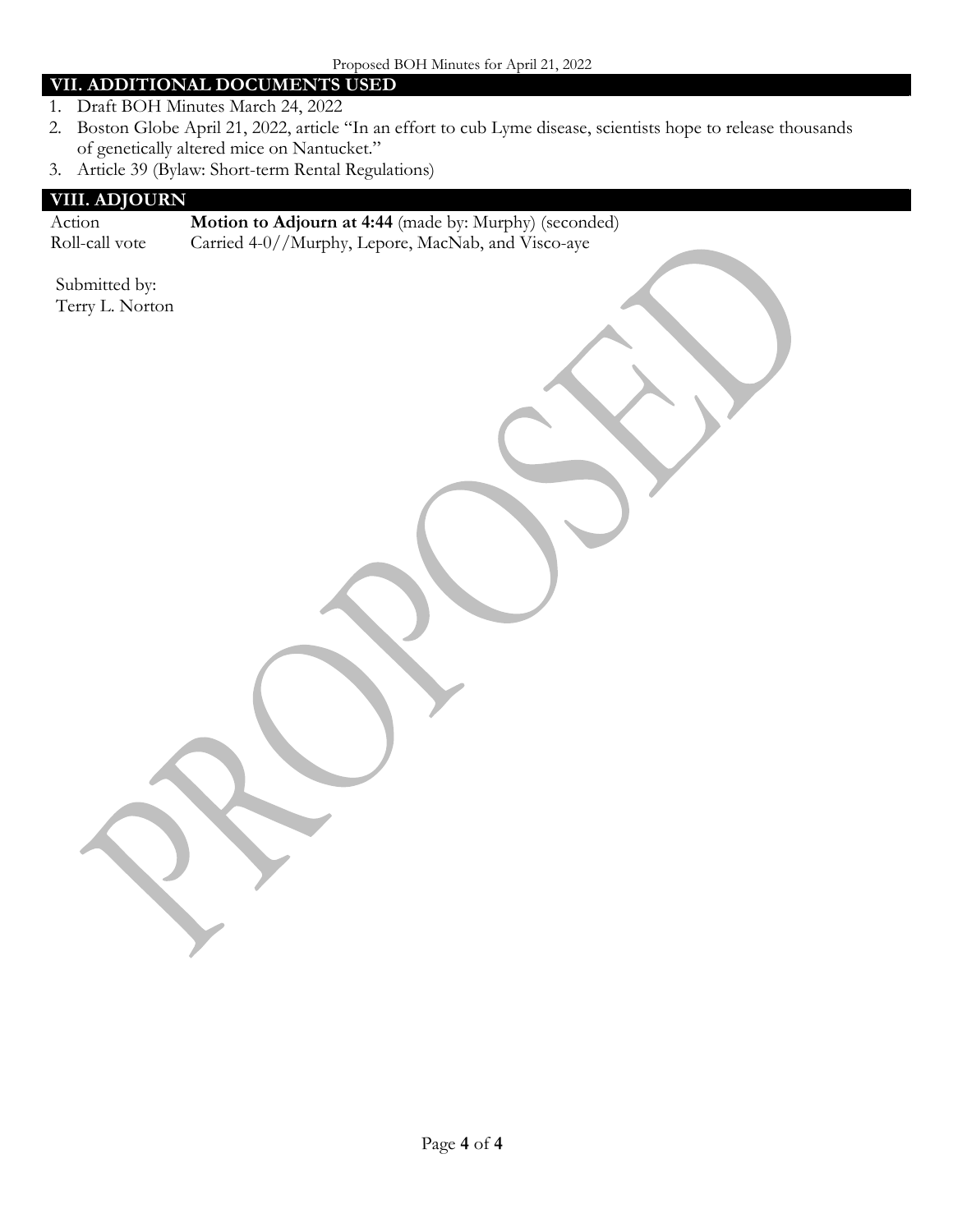## VII. ADDITIONAL DOCUMENTS USED

1. Draft BOH Minutes March 24, 2022
2. Boston Globe April 21, 2022, article "In an effort to cub Lyme disease, scientists hope to release thousands of genetically altered mice on Nantucket."
3. Article 39 (Bylaw: Short-term Rental Regulations)

## VIII. ADJOURN

| | |
|---|---|
| Action | **Motion to Adjourn at 4:44** (made by: Murphy) (seconded) |
| Roll-call vote | Carried 4-0//Murphy, Lepore, MacNab, and Visco-aye |

Submitted by:
Terry L. Norton

PROPOSED